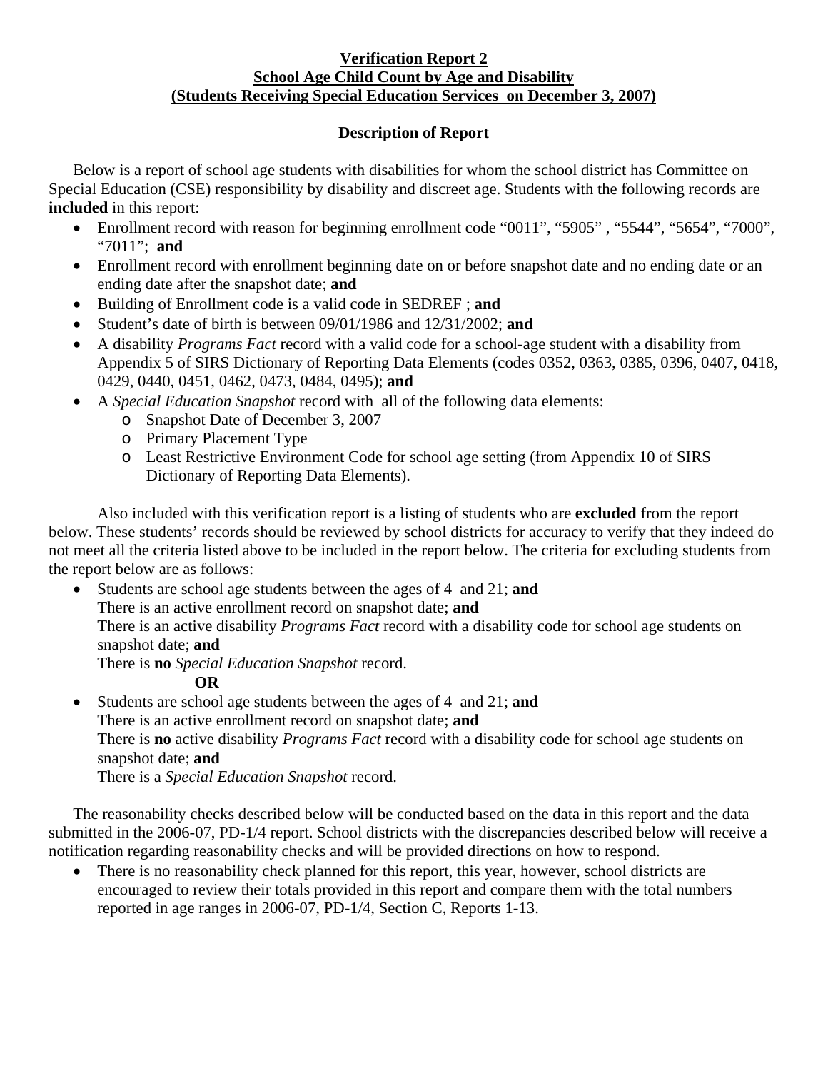# Verification Report 2
## School Age Child Count by Age and Disability
## (Students Receiving Special Education Services on December 3, 2007)

### Description of Report

Below is a report of school age students with disabilities for whom the school district has Committee on Special Education (CSE) responsibility by disability and discreet age. Students with the following records are **included** in this report:

- Enrollment record with reason for beginning enrollment code "0011", "5905" , "5544", "5654", "7000", "7011"; **and**
- Enrollment record with enrollment beginning date on or before snapshot date and no ending date or an ending date after the snapshot date; **and**
- Building of Enrollment code is a valid code in SEDREF ; **and**
- Student's date of birth is between 09/01/1986 and 12/31/2002; **and**
- A disability *Programs Fact* record with a valid code for a school-age student with a disability from Appendix 5 of SIRS Dictionary of Reporting Data Elements (codes 0352, 0363, 0385, 0396, 0407, 0418, 0429, 0440, 0451, 0462, 0473, 0484, 0495); **and**
- A *Special Education Snapshot* record with all of the following data elements:
  - Snapshot Date of December 3, 2007
  - Primary Placement Type
  - Least Restrictive Environment Code for school age setting (from Appendix 10 of SIRS Dictionary of Reporting Data Elements).

Also included with this verification report is a listing of students who are **excluded** from the report below. These students' records should be reviewed by school districts for accuracy to verify that they indeed do not meet all the criteria listed above to be included in the report below. The criteria for excluding students from the report below are as follows:

- Students are school age students between the ages of 4 and 21; **and**
  There is an active enrollment record on snapshot date; **and**
  There is an active disability *Programs Fact* record with a disability code for school age students on snapshot date; **and**
  There is **no** *Special Education Snapshot* record.

  **OR**
- Students are school age students between the ages of 4 and 21; **and**
  There is an active enrollment record on snapshot date; **and**
  There is **no** active disability *Programs Fact* record with a disability code for school age students on snapshot date; **and**
  There is a *Special Education Snapshot* record.

The reasonability checks described below will be conducted based on the data in this report and the data submitted in the 2006-07, PD-1/4 report. School districts with the discrepancies described below will receive a notification regarding reasonability checks and will be provided directions on how to respond.

- There is no reasonability check planned for this report, this year, however, school districts are encouraged to review their totals provided in this report and compare them with the total numbers reported in age ranges in 2006-07, PD-1/4, Section C, Reports 1-13.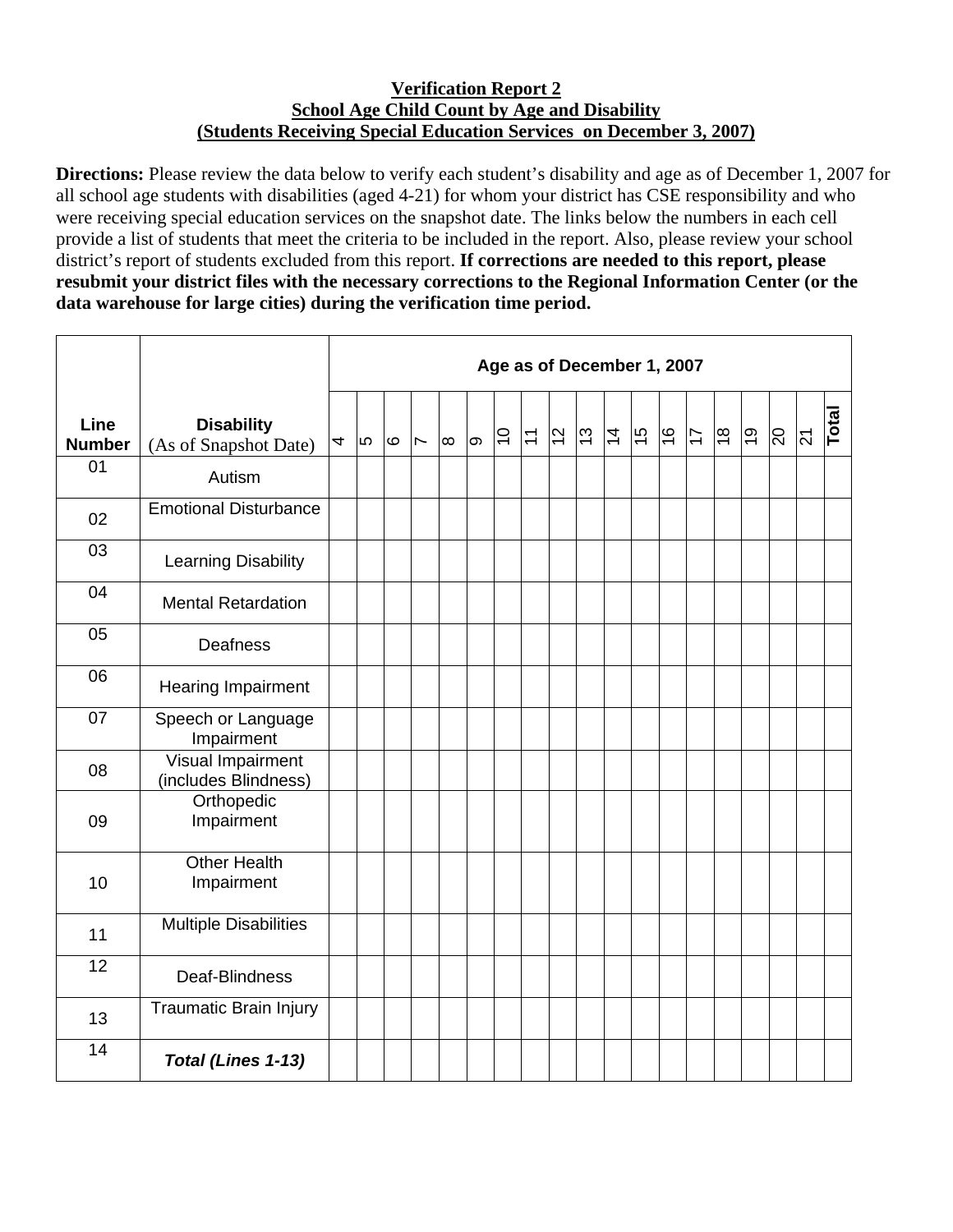**Verification Report 2**
**School Age Child Count by Age and Disability**
**(Students Receiving Special Education Services on December 3, 2007)**

**Directions:** Please review the data below to verify each student's disability and age as of December 1, 2007 for all school age students with disabilities (aged 4-21) for whom your district has CSE responsibility and who were receiving special education services on the snapshot date. The links below the numbers in each cell provide a list of students that meet the criteria to be included in the report. Also, please review your school district's report of students excluded from this report. **If corrections are needed to this report, please resubmit your district files with the necessary corrections to the Regional Information Center (or the data warehouse for large cities) during the verification time period.**

| | | Age as of December 1, 2007 | | | | | | | | | | | | | | | | | | |
|---|---|---|---|---|---|---|---|---|---|---|---|---|---|---|---|---|---|---|---|---|
| **Line Number** | **Disability** (As of Snapshot Date) | 4 | 5 | 6 | 7 | 8 | 9 | 10 | 11 | 12 | 13 | 14 | 15 | 16 | 17 | 18 | 19 | 20 | 21 | **Total** |
| 01 | Autism | | | | | | | | | | | | | | | | | | | |
| 02 | Emotional Disturbance | | | | | | | | | | | | | | | | | | | |
| 03 | Learning Disability | | | | | | | | | | | | | | | | | | | |
| 04 | Mental Retardation | | | | | | | | | | | | | | | | | | | |
| 05 | Deafness | | | | | | | | | | | | | | | | | | | |
| 06 | Hearing Impairment | | | | | | | | | | | | | | | | | | | |
| 07 | Speech or Language Impairment | | | | | | | | | | | | | | | | | | | |
| 08 | Visual Impairment (includes Blindness) | | | | | | | | | | | | | | | | | | | |
| 09 | Orthopedic Impairment | | | | | | | | | | | | | | | | | | | |
| 10 | Other Health Impairment | | | | | | | | | | | | | | | | | | | |
| 11 | Multiple Disabilities | | | | | | | | | | | | | | | | | | | |
| 12 | Deaf-Blindness | | | | | | | | | | | | | | | | | | | |
| 13 | Traumatic Brain Injury | | | | | | | | | | | | | | | | | | | |
| 14 | ***Total (Lines 1-13)*** | | | | | | | | | | | | | | | | | | | |